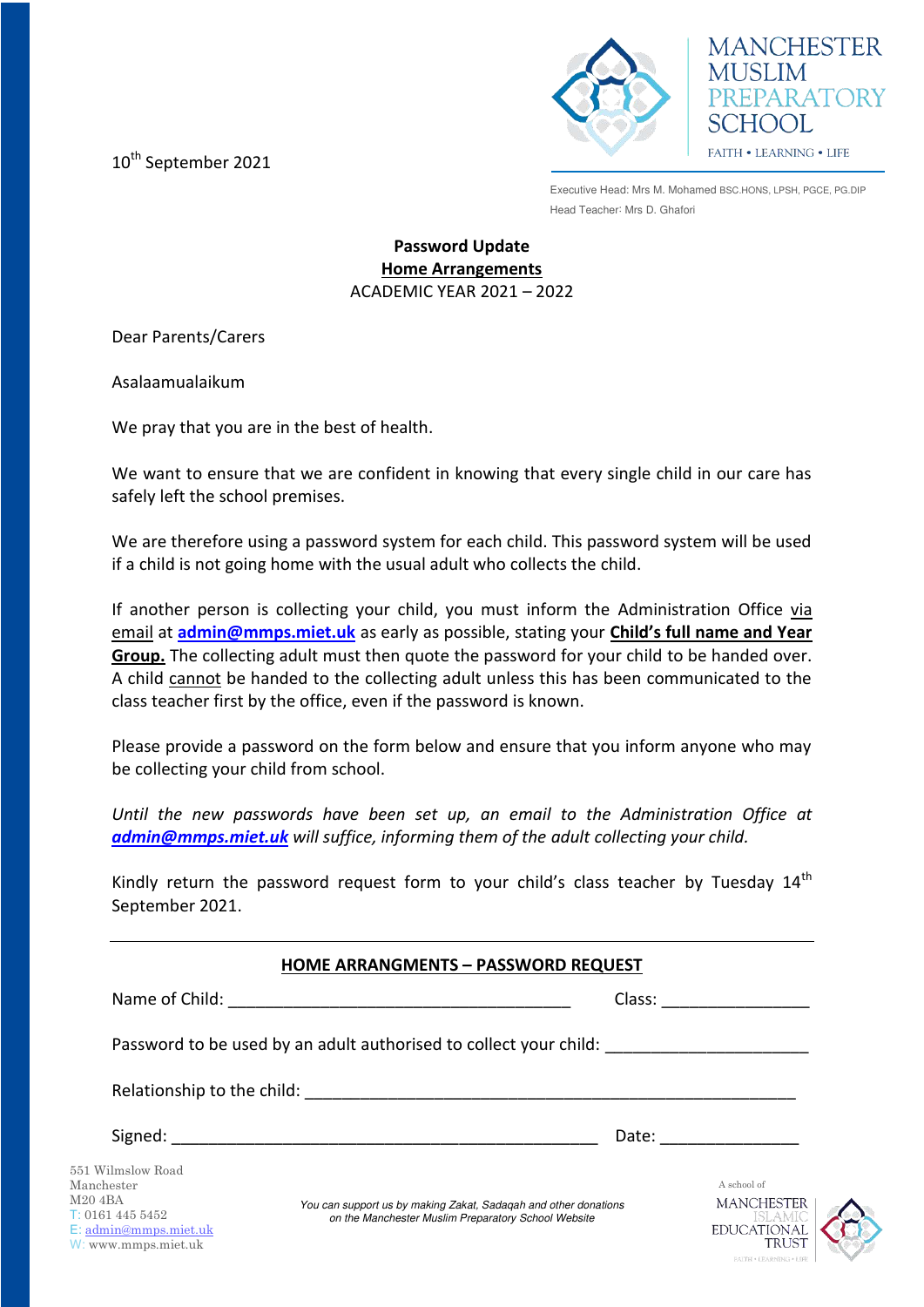MANCHESTER MUSLIM PREPARATORY SCHOOL

FAITH • LEARNING • LIFE

10th September 2021

Executive Head: Mrs M. Mohamed BSC.HONS, LPSH, PGCE, PG.DIP

Head Teacher: Mrs D. Ghafori

**Password Update**

**Home Arrangements**

ACADEMIC YEAR 2021 – 2022

Dear Parents/Carers

Asalaamualaikum

We pray that you are in the best of health.

We want to ensure that we are confident in knowing that every single child in our care has safely left the school premises.

We are therefore using a password system for each child. This password system will be used if a child is not going home with the usual adult who collects the child.

If another person is collecting your child, you must inform the Administration Office via email at **admin@mmps.miet.uk** as early as possible, stating your **Child's full name and Year Group.** The collecting adult must then quote the password for your child to be handed over. A child cannot be handed to the collecting adult unless this has been communicated to the class teacher first by the office, even if the password is known.

Please provide a password on the form below and ensure that you inform anyone who may be collecting your child from school.

*Until the new passwords have been set up, an email to the Administration Office at **admin@mmps.miet.uk** will suffice, informing them of the adult collecting your child.*

Kindly return the password request form to your child's class teacher by Tuesday 14th September 2021.

---

**HOME ARRANGMENTS – PASSWORD REQUEST**

Name of Child: ____________________________________ Class: _______________

Password to be used by an adult authorised to collect your child: _____________________

Relationship to the child: ____________________________________________________

Signed: ____________________________________________ Date: ______________

551 Wilmslow Road
Manchester
M20 4BA
T: 0161 445 5452
E: admin@mmps.miet.uk
W: www.mmps.miet.uk

*You can support us by making Zakat, Sadaqah and other donations on the Manchester Muslim Preparatory School Website*

A school of MANCHESTER ISLAMIC EDUCATIONAL TRUST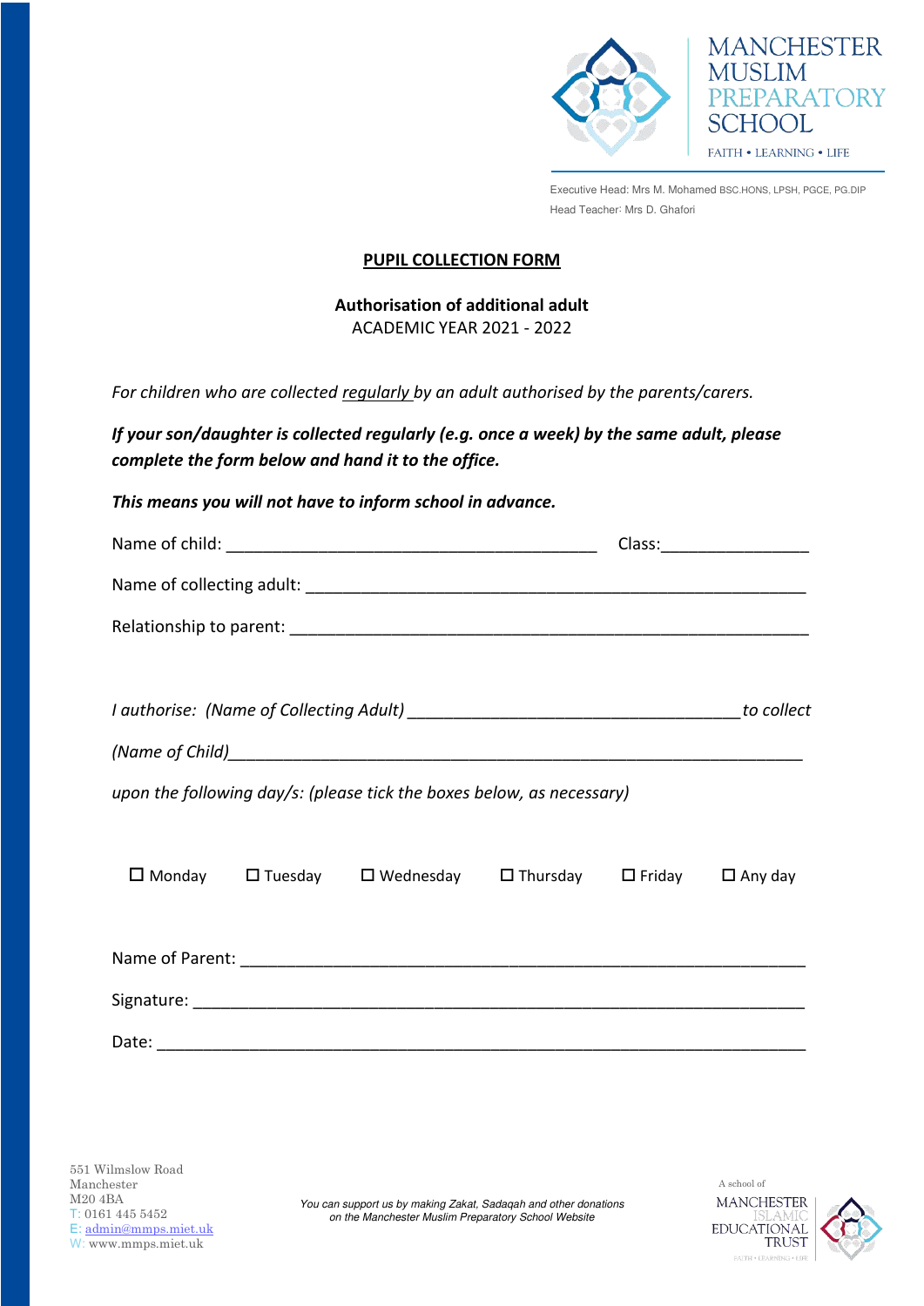MANCHESTER MUSLIM PREPARATORY SCHOOL

FAITH • LEARNING • LIFE

Executive Head: Mrs M. Mohamed BSC.HONS, LPSH, PGCE, PG.DIP

Head Teacher: Mrs D. Ghafori

## PUPIL COLLECTION FORM

**Authorisation of additional adult**

ACADEMIC YEAR 2021 - 2022

*For children who are collected regularly by an adult authorised by the parents/carers.*

***If your son/daughter is collected regularly (e.g. once a week) by the same adult, please complete the form below and hand it to the office.***

***This means you will not have to inform school in advance.***

Name of child: ________________________________________ Class:_______________

Name of collecting adult: ______________________________________________________

Relationship to parent: ________________________________________________________

*I authorise: (Name of Collecting Adult)* ___________________________________ *to collect*

*(Name of Child)*______________________________________________________________

*upon the following day/s: (please tick the boxes below, as necessary)*

☐ Monday ☐ Tuesday ☐ Wednesday ☐ Thursday ☐ Friday ☐ Any day

Name of Parent: _______________________________________________________________

Signature: ____________________________________________________________________

Date: ________________________________________________________________________

551 Wilmslow Road
Manchester
M20 4BA
T: 0161 445 5452
E: admin@mmps.miet.uk
W: www.mmps.miet.uk

*You can support us by making Zakat, Sadaqah and other donations on the Manchester Muslim Preparatory School Website*

A school of MANCHESTER ISLAMIC EDUCATIONAL TRUST